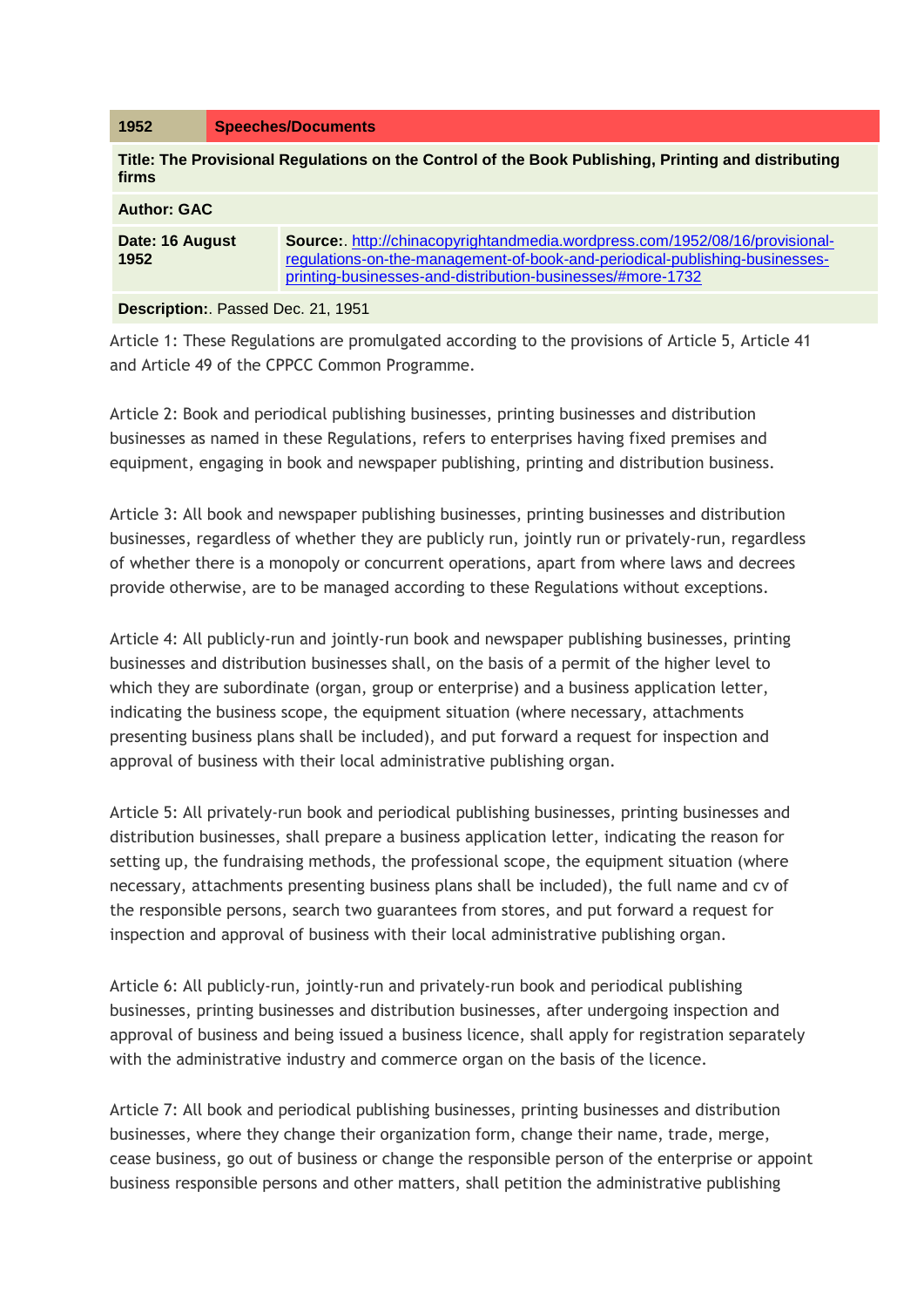| 1952 | Speeches/Documents |
|---|---|
| **Title: The Provisional Regulations on the Control of the Book Publishing, Printing and distributing firms** | |
| **Author: GAC** | |
| **Date: 16 August 1952** | **Source:**. http://chinacopyrightandmedia.wordpress.com/1952/08/16/provisional-regulations-on-the-management-of-book-and-periodical-publishing-businesses-printing-businesses-and-distribution-businesses/#more-1732 |
| **Description:**. Passed Dec. 21, 1951 | |

Article 1: These Regulations are promulgated according to the provisions of Article 5, Article 41 and Article 49 of the CPPCC Common Programme.

Article 2: Book and periodical publishing businesses, printing businesses and distribution businesses as named in these Regulations, refers to enterprises having fixed premises and equipment, engaging in book and newspaper publishing, printing and distribution business.

Article 3: All book and newspaper publishing businesses, printing businesses and distribution businesses, regardless of whether they are publicly run, jointly run or privately-run, regardless of whether there is a monopoly or concurrent operations, apart from where laws and decrees provide otherwise, are to be managed according to these Regulations without exceptions.

Article 4: All publicly-run and jointly-run book and newspaper publishing businesses, printing businesses and distribution businesses shall, on the basis of a permit of the higher level to which they are subordinate (organ, group or enterprise) and a business application letter, indicating the business scope, the equipment situation (where necessary, attachments presenting business plans shall be included), and put forward a request for inspection and approval of business with their local administrative publishing organ.

Article 5: All privately-run book and periodical publishing businesses, printing businesses and distribution businesses, shall prepare a business application letter, indicating the reason for setting up, the fundraising methods, the professional scope, the equipment situation (where necessary, attachments presenting business plans shall be included), the full name and cv of the responsible persons, search two guarantees from stores, and put forward a request for inspection and approval of business with their local administrative publishing organ.

Article 6: All publicly-run, jointly-run and privately-run book and periodical publishing businesses, printing businesses and distribution businesses, after undergoing inspection and approval of business and being issued a business licence, shall apply for registration separately with the administrative industry and commerce organ on the basis of the licence.

Article 7: All book and periodical publishing businesses, printing businesses and distribution businesses, where they change their organization form, change their name, trade, merge, cease business, go out of business or change the responsible person of the enterprise or appoint business responsible persons and other matters, shall petition the administrative publishing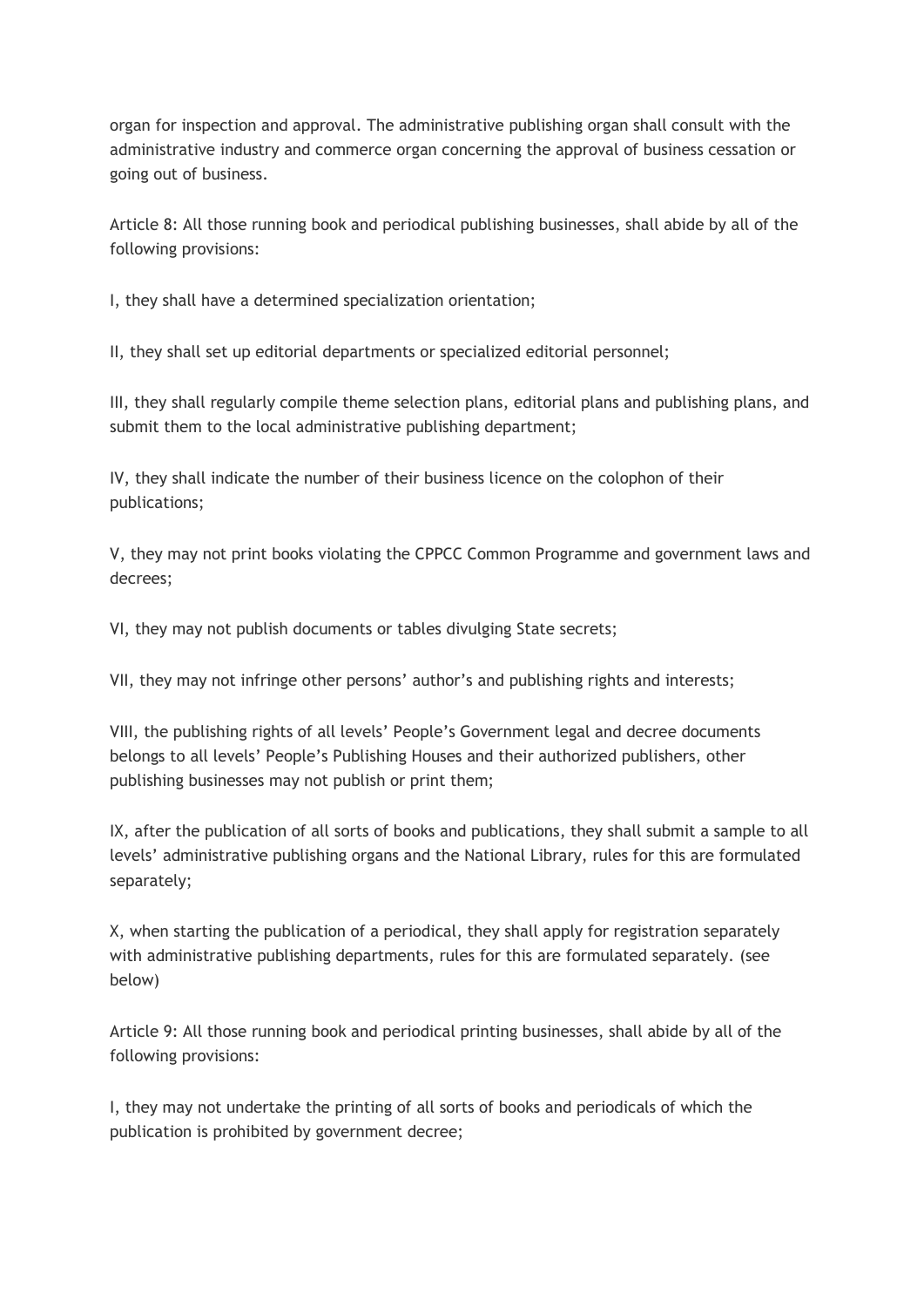organ for inspection and approval. The administrative publishing organ shall consult with the administrative industry and commerce organ concerning the approval of business cessation or going out of business.

Article 8: All those running book and periodical publishing businesses, shall abide by all of the following provisions:

I, they shall have a determined specialization orientation;

II, they shall set up editorial departments or specialized editorial personnel;

III, they shall regularly compile theme selection plans, editorial plans and publishing plans, and submit them to the local administrative publishing department;

IV, they shall indicate the number of their business licence on the colophon of their publications;

V, they may not print books violating the CPPCC Common Programme and government laws and decrees;

VI, they may not publish documents or tables divulging State secrets;

VII, they may not infringe other persons' author's and publishing rights and interests;

VIII, the publishing rights of all levels' People's Government legal and decree documents belongs to all levels' People's Publishing Houses and their authorized publishers, other publishing businesses may not publish or print them;

IX, after the publication of all sorts of books and publications, they shall submit a sample to all levels' administrative publishing organs and the National Library, rules for this are formulated separately;

X, when starting the publication of a periodical, they shall apply for registration separately with administrative publishing departments, rules for this are formulated separately. (see below)

Article 9: All those running book and periodical printing businesses, shall abide by all of the following provisions:

I, they may not undertake the printing of all sorts of books and periodicals of which the publication is prohibited by government decree;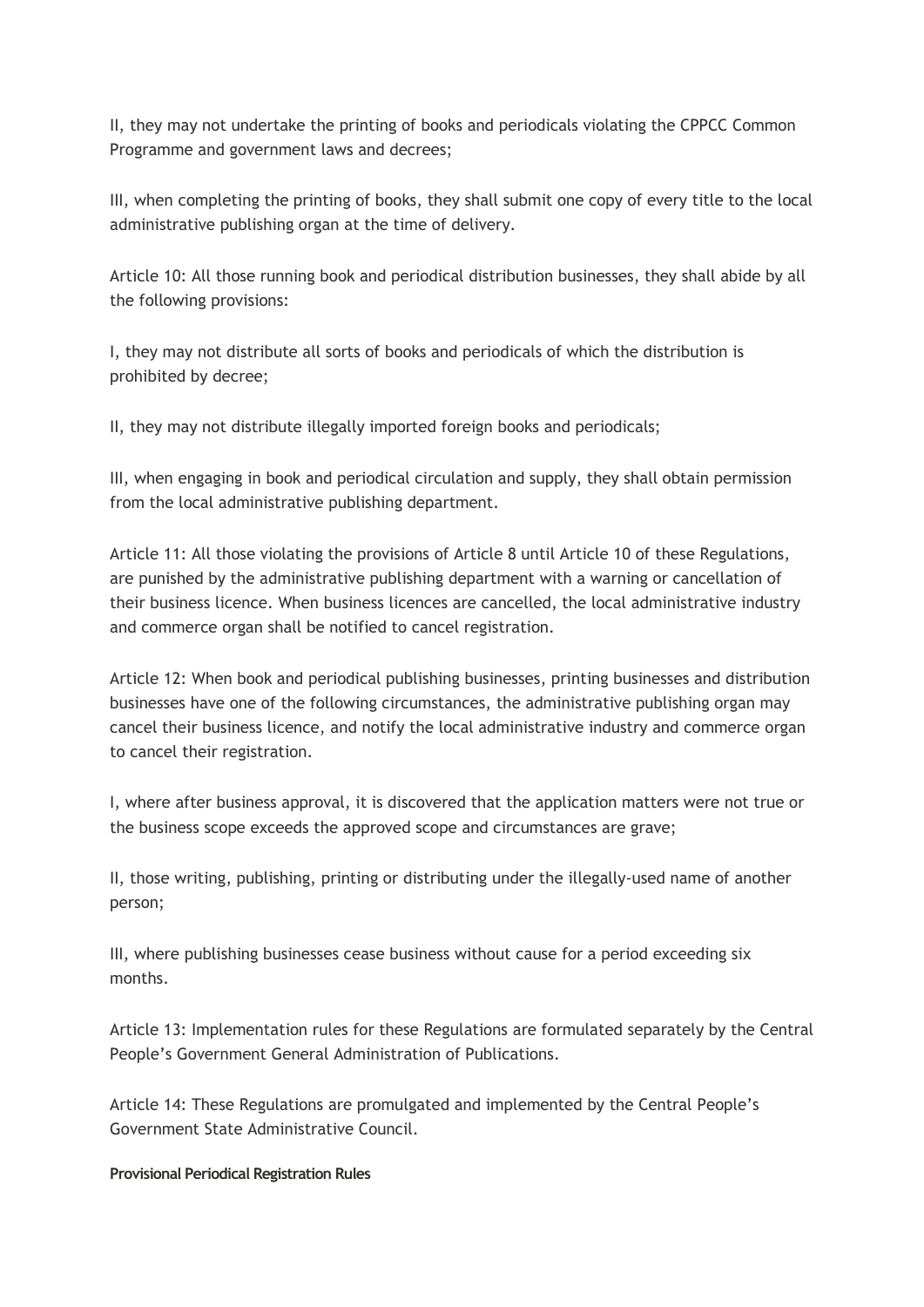II, they may not undertake the printing of books and periodicals violating the CPPCC Common Programme and government laws and decrees;

III, when completing the printing of books, they shall submit one copy of every title to the local administrative publishing organ at the time of delivery.

Article 10: All those running book and periodical distribution businesses, they shall abide by all the following provisions:

I, they may not distribute all sorts of books and periodicals of which the distribution is prohibited by decree;

II, they may not distribute illegally imported foreign books and periodicals;

III, when engaging in book and periodical circulation and supply, they shall obtain permission from the local administrative publishing department.

Article 11: All those violating the provisions of Article 8 until Article 10 of these Regulations, are punished by the administrative publishing department with a warning or cancellation of their business licence. When business licences are cancelled, the local administrative industry and commerce organ shall be notified to cancel registration.

Article 12: When book and periodical publishing businesses, printing businesses and distribution businesses have one of the following circumstances, the administrative publishing organ may cancel their business licence, and notify the local administrative industry and commerce organ to cancel their registration.

I, where after business approval, it is discovered that the application matters were not true or the business scope exceeds the approved scope and circumstances are grave;

II, those writing, publishing, printing or distributing under the illegally-used name of another person;

III, where publishing businesses cease business without cause for a period exceeding six months.

Article 13: Implementation rules for these Regulations are formulated separately by the Central People's Government General Administration of Publications.

Article 14: These Regulations are promulgated and implemented by the Central People's Government State Administrative Council.

**Provisional Periodical Registration Rules**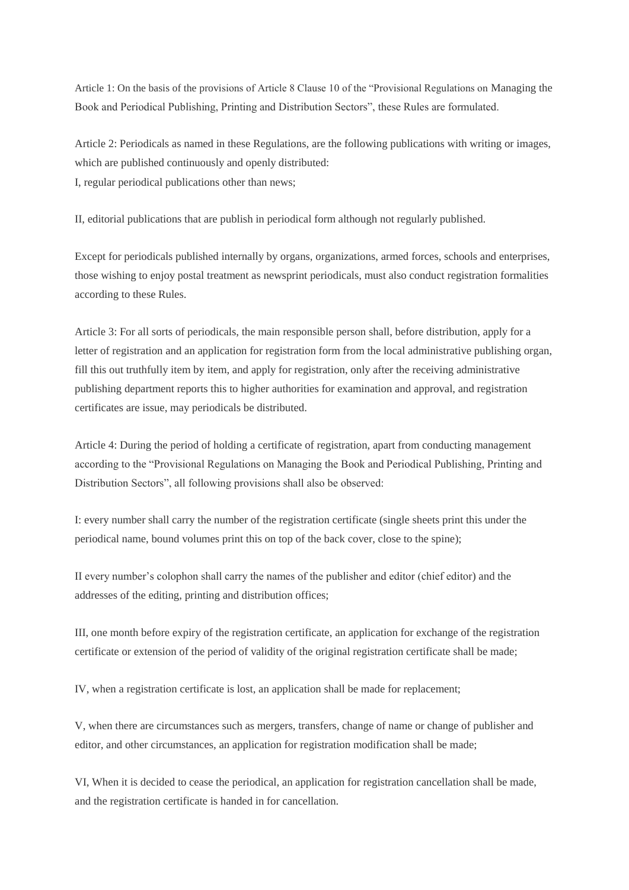Article 1: On the basis of the provisions of Article 8 Clause 10 of the "Provisional Regulations on Managing the Book and Periodical Publishing, Printing and Distribution Sectors", these Rules are formulated.

Article 2: Periodicals as named in these Regulations, are the following publications with writing or images, which are published continuously and openly distributed:
I, regular periodical publications other than news;

II, editorial publications that are publish in periodical form although not regularly published.

Except for periodicals published internally by organs, organizations, armed forces, schools and enterprises, those wishing to enjoy postal treatment as newsprint periodicals, must also conduct registration formalities according to these Rules.

Article 3: For all sorts of periodicals, the main responsible person shall, before distribution, apply for a letter of registration and an application for registration form from the local administrative publishing organ, fill this out truthfully item by item, and apply for registration, only after the receiving administrative publishing department reports this to higher authorities for examination and approval, and registration certificates are issue, may periodicals be distributed.

Article 4: During the period of holding a certificate of registration, apart from conducting management according to the "Provisional Regulations on Managing the Book and Periodical Publishing, Printing and Distribution Sectors", all following provisions shall also be observed:

I: every number shall carry the number of the registration certificate (single sheets print this under the periodical name, bound volumes print this on top of the back cover, close to the spine);

II every number's colophon shall carry the names of the publisher and editor (chief editor) and the addresses of the editing, printing and distribution offices;

III, one month before expiry of the registration certificate, an application for exchange of the registration certificate or extension of the period of validity of the original registration certificate shall be made;

IV, when a registration certificate is lost, an application shall be made for replacement;

V, when there are circumstances such as mergers, transfers, change of name or change of publisher and editor, and other circumstances, an application for registration modification shall be made;

VI, When it is decided to cease the periodical, an application for registration cancellation shall be made, and the registration certificate is handed in for cancellation.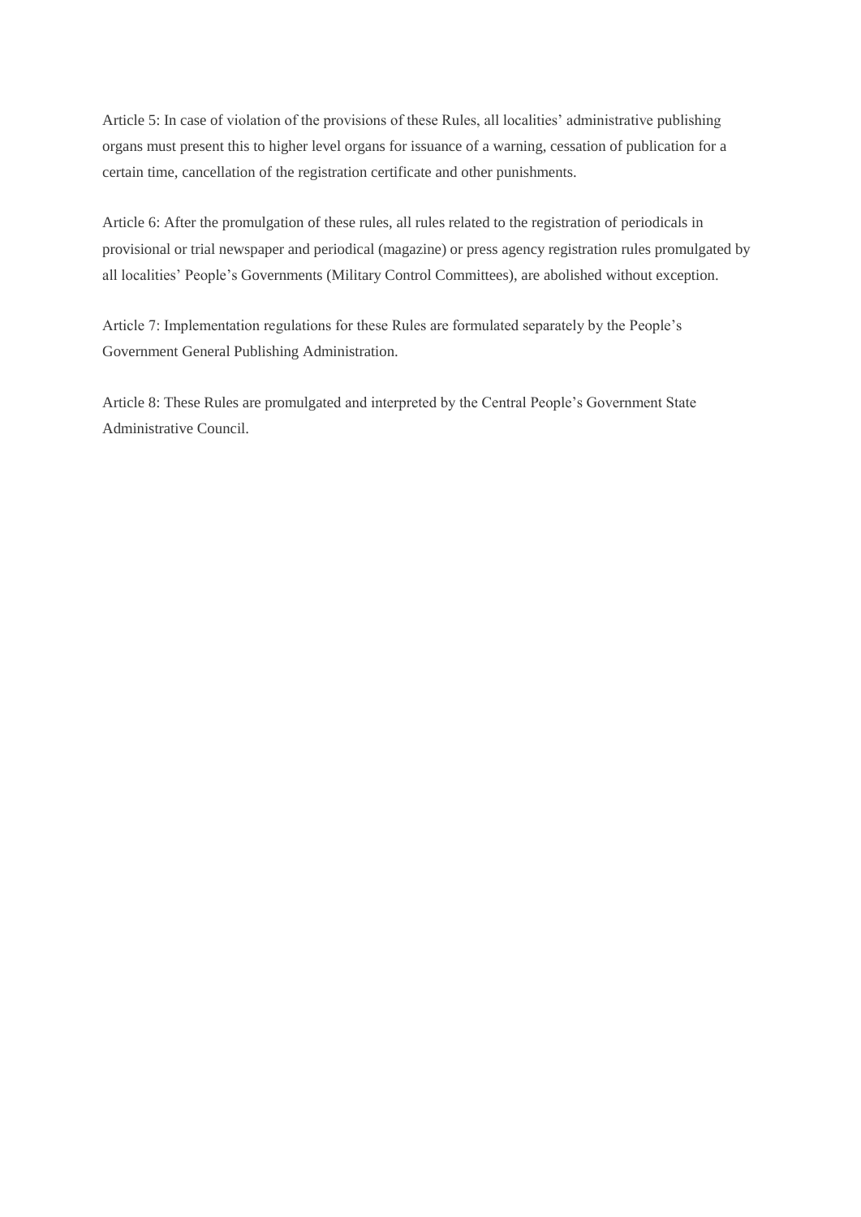Article 5: In case of violation of the provisions of these Rules, all localities' administrative publishing organs must present this to higher level organs for issuance of a warning, cessation of publication for a certain time, cancellation of the registration certificate and other punishments.

Article 6: After the promulgation of these rules, all rules related to the registration of periodicals in provisional or trial newspaper and periodical (magazine) or press agency registration rules promulgated by all localities' People's Governments (Military Control Committees), are abolished without exception.

Article 7: Implementation regulations for these Rules are formulated separately by the People's Government General Publishing Administration.

Article 8: These Rules are promulgated and interpreted by the Central People's Government State Administrative Council.